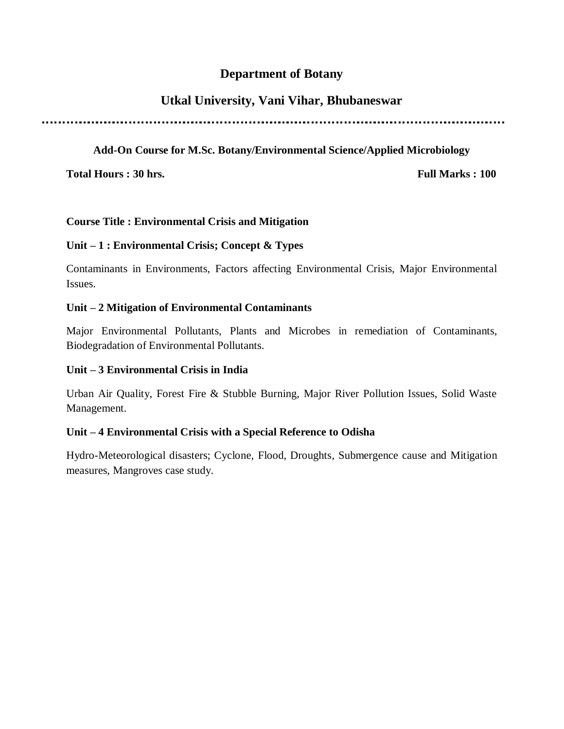# Department of Botany

## Utkal University, Vani Vihar, Bhubaneswar

---

**Add-On Course for M.Sc. Botany/Environmental Science/Applied Microbiology**

**Total Hours : 30 hrs.** **Full Marks : 100**

**Course Title : Environmental Crisis and Mitigation**

**Unit – 1 : Environmental Crisis; Concept & Types**

Contaminants in Environments, Factors affecting Environmental Crisis, Major Environmental Issues.

**Unit – 2 Mitigation of Environmental Contaminants**

Major Environmental Pollutants, Plants and Microbes in remediation of Contaminants, Biodegradation of Environmental Pollutants.

**Unit – 3 Environmental Crisis in India**

Urban Air Quality, Forest Fire & Stubble Burning, Major River Pollution Issues, Solid Waste Management.

**Unit – 4 Environmental Crisis with a Special Reference to Odisha**

Hydro-Meteorological disasters; Cyclone, Flood, Droughts, Submergence cause and Mitigation measures, Mangroves case study.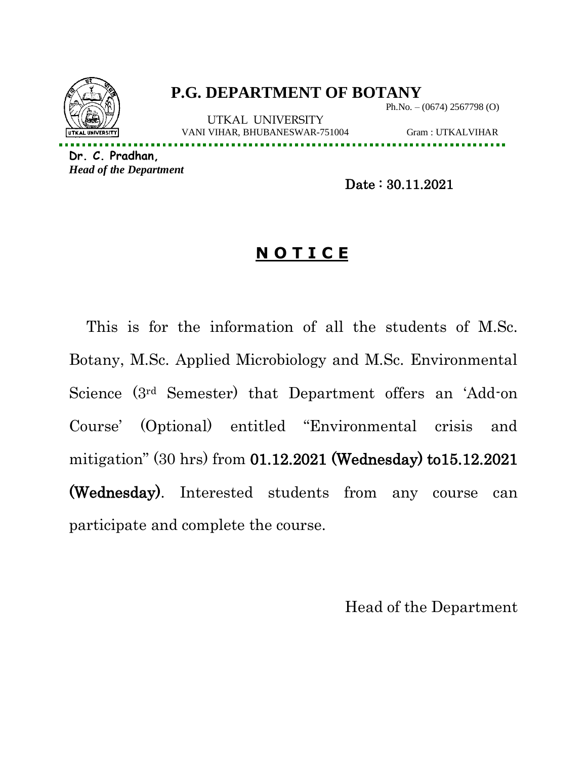# P.G. DEPARTMENT OF BOTANY

Ph.No. – (0674) 2567798 (O)

UTKAL UNIVERSITY
VANI VIHAR, BHUBANESWAR-751004

Gram : UTKALVIHAR

**Dr. C. Pradhan,**
***Head of the Department***

Date : 30.11.2021

## N O T I C E

This is for the information of all the students of M.Sc. Botany, M.Sc. Applied Microbiology and M.Sc. Environmental Science (3rd Semester) that Department offers an 'Add-on Course' (Optional) entitled "Environmental crisis and mitigation" (30 hrs) from **01.12.2021 (Wednesday) to15.12.2021 (Wednesday)**. Interested students from any course can participate and complete the course.

Head of the Department